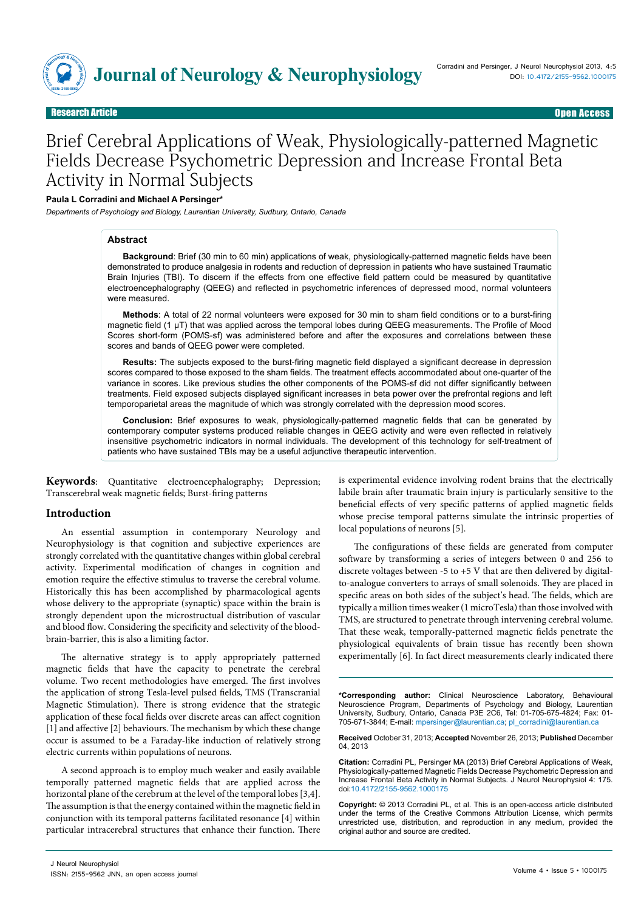Research Article — Open Access

# Brief Cerebral Applications of Weak, Physiologically-patterned Magnetic Fields Decrease Psychometric Depression and Increase Frontal Beta Activity in Normal Subjects

**Paula L Corradini and Michael A Persinger***

*Departments of Psychology and Biology, Laurentian University, Sudbury, Ontario, Canada*

## Abstract

**Background**: Brief (30 min to 60 min) applications of weak, physiologically-patterned magnetic fields have been demonstrated to produce analgesia in rodents and reduction of depression in patients who have sustained Traumatic Brain Injuries (TBI). To discern if the effects from one effective field pattern could be measured by quantitative electroencephalography (QEEG) and reflected in psychometric inferences of depressed mood, normal volunteers were measured.

**Methods**: A total of 22 normal volunteers were exposed for 30 min to sham field conditions or to a burst-firing magnetic field (1 μT) that was applied across the temporal lobes during QEEG measurements. The Profile of Mood Scores short-form (POMS-sf) was administered before and after the exposures and correlations between these scores and bands of QEEG power were completed.

**Results:** The subjects exposed to the burst-firing magnetic field displayed a significant decrease in depression scores compared to those exposed to the sham fields. The treatment effects accommodated about one-quarter of the variance in scores. Like previous studies the other components of the POMS-sf did not differ significantly between treatments. Field exposed subjects displayed significant increases in beta power over the prefrontal regions and left temporoparietal areas the magnitude of which was strongly correlated with the depression mood scores.

**Conclusion:** Brief exposures to weak, physiologically-patterned magnetic fields that can be generated by contemporary computer systems produced reliable changes in QEEG activity and were even reflected in relatively insensitive psychometric indicators in normal individuals. The development of this technology for self-treatment of patients who have sustained TBIs may be a useful adjunctive therapeutic intervention.

**Keywords**: Quantitative electroencephalography; Depression; Transcerebral weak magnetic fields; Burst-firing patterns

## Introduction

An essential assumption in contemporary Neurology and Neurophysiology is that cognition and subjective experiences are strongly correlated with the quantitative changes within global cerebral activity. Experimental modification of changes in cognition and emotion require the effective stimulus to traverse the cerebral volume. Historically this has been accomplished by pharmacological agents whose delivery to the appropriate (synaptic) space within the brain is strongly dependent upon the microstructual distribution of vascular and blood flow. Considering the specificity and selectivity of the blood-brain-barrier, this is also a limiting factor.

The alternative strategy is to apply appropriately patterned magnetic fields that have the capacity to penetrate the cerebral volume. Two recent methodologies have emerged. The first involves the application of strong Tesla-level pulsed fields, TMS (Transcranial Magnetic Stimulation). There is strong evidence that the strategic application of these focal fields over discrete areas can affect cognition [1] and affective [2] behaviours. The mechanism by which these change occur is assumed to be a Faraday-like induction of relatively strong electric currents within populations of neurons.

A second approach is to employ much weaker and easily available temporally patterned magnetic fields that are applied across the horizontal plane of the cerebrum at the level of the temporal lobes [3,4]. The assumption is that the energy contained within the magnetic field in conjunction with its temporal patterns facilitated resonance [4] within particular intracerebral structures that enhance their function. There is experimental evidence involving rodent brains that the electrically labile brain after traumatic brain injury is particularly sensitive to the beneficial effects of very specific patterns of applied magnetic fields whose precise temporal patterns simulate the intrinsic properties of local populations of neurons [5].

The configurations of these fields are generated from computer software by transforming a series of integers between 0 and 256 to discrete voltages between -5 to +5 V that are then delivered by digital-to-analogue converters to arrays of small solenoids. They are placed in specific areas on both sides of the subject's head. The fields, which are typically a million times weaker (1 microTesla) than those involved with TMS, are structured to penetrate through intervening cerebral volume. That these weak, temporally-patterned magnetic fields penetrate the physiological equivalents of brain tissue has recently been shown experimentally [6]. In fact direct measurements clearly indicated there

---

***Corresponding author:** Clinical Neuroscience Laboratory, Behavioural Neuroscience Program, Departments of Psychology and Biology, Laurentian University, Sudbury, Ontario, Canada P3E 2C6, Tel: 01-705-675-4824; Fax: 01-705-671-3844; E-mail: mpersinger@laurentian.ca; pl_corradini@laurentian.ca

**Received** October 31, 2013; **Accepted** November 26, 2013; **Published** December 04, 2013

**Citation:** Corradini PL, Persinger MA (2013) Brief Cerebral Applications of Weak, Physiologically-patterned Magnetic Fields Decrease Psychometric Depression and Increase Frontal Beta Activity in Normal Subjects. J Neurol Neurophysiol 4: 175. doi:10.4172/2155-9562.1000175

**Copyright:** © 2013 Corradini PL, et al. This is an open-access article distributed under the terms of the Creative Commons Attribution License, which permits unrestricted use, distribution, and reproduction in any medium, provided the original author and source are credited.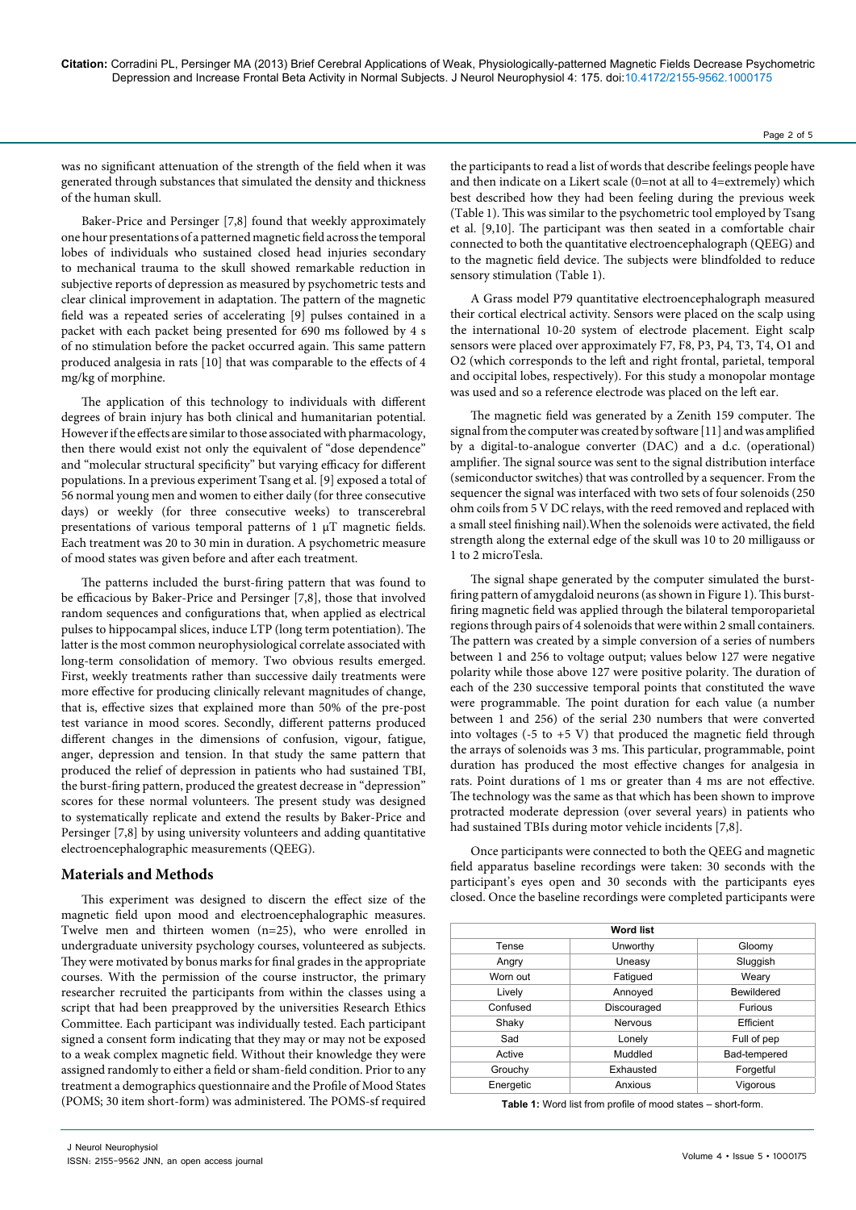was no significant attenuation of the strength of the field when it was generated through substances that simulated the density and thickness of the human skull.

Baker-Price and Persinger [7,8] found that weekly approximately one hour presentations of a patterned magnetic field across the temporal lobes of individuals who sustained closed head injuries secondary to mechanical trauma to the skull showed remarkable reduction in subjective reports of depression as measured by psychometric tests and clear clinical improvement in adaptation. The pattern of the magnetic field was a repeated series of accelerating [9] pulses contained in a packet with each packet being presented for 690 ms followed by 4 s of no stimulation before the packet occurred again. This same pattern produced analgesia in rats [10] that was comparable to the effects of 4 mg/kg of morphine.

The application of this technology to individuals with different degrees of brain injury has both clinical and humanitarian potential. However if the effects are similar to those associated with pharmacology, then there would exist not only the equivalent of "dose dependence" and "molecular structural specificity" but varying efficacy for different populations. In a previous experiment Tsang et al. [9] exposed a total of 56 normal young men and women to either daily (for three consecutive days) or weekly (for three consecutive weeks) to transcerebral presentations of various temporal patterns of 1 μT magnetic fields. Each treatment was 20 to 30 min in duration. A psychometric measure of mood states was given before and after each treatment.

The patterns included the burst-firing pattern that was found to be efficacious by Baker-Price and Persinger [7,8], those that involved random sequences and configurations that, when applied as electrical pulses to hippocampal slices, induce LTP (long term potentiation). The latter is the most common neurophysiological correlate associated with long-term consolidation of memory. Two obvious results emerged. First, weekly treatments rather than successive daily treatments were more effective for producing clinically relevant magnitudes of change, that is, effective sizes that explained more than 50% of the pre-post test variance in mood scores. Secondly, different patterns produced different changes in the dimensions of confusion, vigour, fatigue, anger, depression and tension. In that study the same pattern that produced the relief of depression in patients who had sustained TBI, the burst-firing pattern, produced the greatest decrease in "depression" scores for these normal volunteers. The present study was designed to systematically replicate and extend the results by Baker-Price and Persinger [7,8] by using university volunteers and adding quantitative electroencephalographic measurements (QEEG).

## Materials and Methods

This experiment was designed to discern the effect size of the magnetic field upon mood and electroencephalographic measures. Twelve men and thirteen women (n=25), who were enrolled in undergraduate university psychology courses, volunteered as subjects. They were motivated by bonus marks for final grades in the appropriate courses. With the permission of the course instructor, the primary researcher recruited the participants from within the classes using a script that had been preapproved by the universities Research Ethics Committee. Each participant was individually tested. Each participant signed a consent form indicating that they may or may not be exposed to a weak complex magnetic field. Without their knowledge they were assigned randomly to either a field or sham-field condition. Prior to any treatment a demographics questionnaire and the Profile of Mood States (POMS; 30 item short-form) was administered. The POMS-sf required the participants to read a list of words that describe feelings people have and then indicate on a Likert scale (0=not at all to 4=extremely) which best described how they had been feeling during the previous week (Table 1). This was similar to the psychometric tool employed by Tsang et al. [9,10]. The participant was then seated in a comfortable chair connected to both the quantitative electroencephalograph (QEEG) and to the magnetic field device. The subjects were blindfolded to reduce sensory stimulation (Table 1).

A Grass model P79 quantitative electroencephalograph measured their cortical electrical activity. Sensors were placed on the scalp using the international 10-20 system of electrode placement. Eight scalp sensors were placed over approximately F7, F8, P3, P4, T3, T4, O1 and O2 (which corresponds to the left and right frontal, parietal, temporal and occipital lobes, respectively). For this study a monopolar montage was used and so a reference electrode was placed on the left ear.

The magnetic field was generated by a Zenith 159 computer. The signal from the computer was created by software [11] and was amplified by a digital-to-analogue converter (DAC) and a d.c. (operational) amplifier. The signal source was sent to the signal distribution interface (semiconductor switches) that was controlled by a sequencer. From the sequencer the signal was interfaced with two sets of four solenoids (250 ohm coils from 5 V DC relays, with the reed removed and replaced with a small steel finishing nail). When the solenoids were activated, the field strength along the external edge of the skull was 10 to 20 milligauss or 1 to 2 microTesla.

The signal shape generated by the computer simulated the burst-firing pattern of amygdaloid neurons (as shown in Figure 1). This burst-firing magnetic field was applied through the bilateral temporoparietal regions through pairs of 4 solenoids that were within 2 small containers. The pattern was created by a simple conversion of a series of numbers between 1 and 256 to voltage output; values below 127 were negative polarity while those above 127 were positive polarity. The duration of each of the 230 successive temporal points that constituted the wave were programmable. The point duration for each value (a number between 1 and 256) of the serial 230 numbers that were converted into voltages (-5 to +5 V) that produced the magnetic field through the arrays of solenoids was 3 ms. This particular, programmable, point duration has produced the most effective changes for analgesia in rats. Point durations of 1 ms or greater than 4 ms are not effective. The technology was the same as that which has been shown to improve protracted moderate depression (over several years) in patients who had sustained TBIs during motor vehicle incidents [7,8].

Once participants were connected to both the QEEG and magnetic field apparatus baseline recordings were taken: 30 seconds with the participant's eyes open and 30 seconds with the participants eyes closed. Once the baseline recordings were completed participants were

| Word list | | |
|---|---|---|
| Tense | Unworthy | Gloomy |
| Angry | Uneasy | Sluggish |
| Worn out | Fatigued | Weary |
| Lively | Annoyed | Bewildered |
| Confused | Discouraged | Furious |
| Shaky | Nervous | Efficient |
| Sad | Lonely | Full of pep |
| Active | Muddled | Bad-tempered |
| Grouchy | Exhausted | Forgetful |
| Energetic | Anxious | Vigorous |

**Table 1:** Word list from profile of mood states – short-form.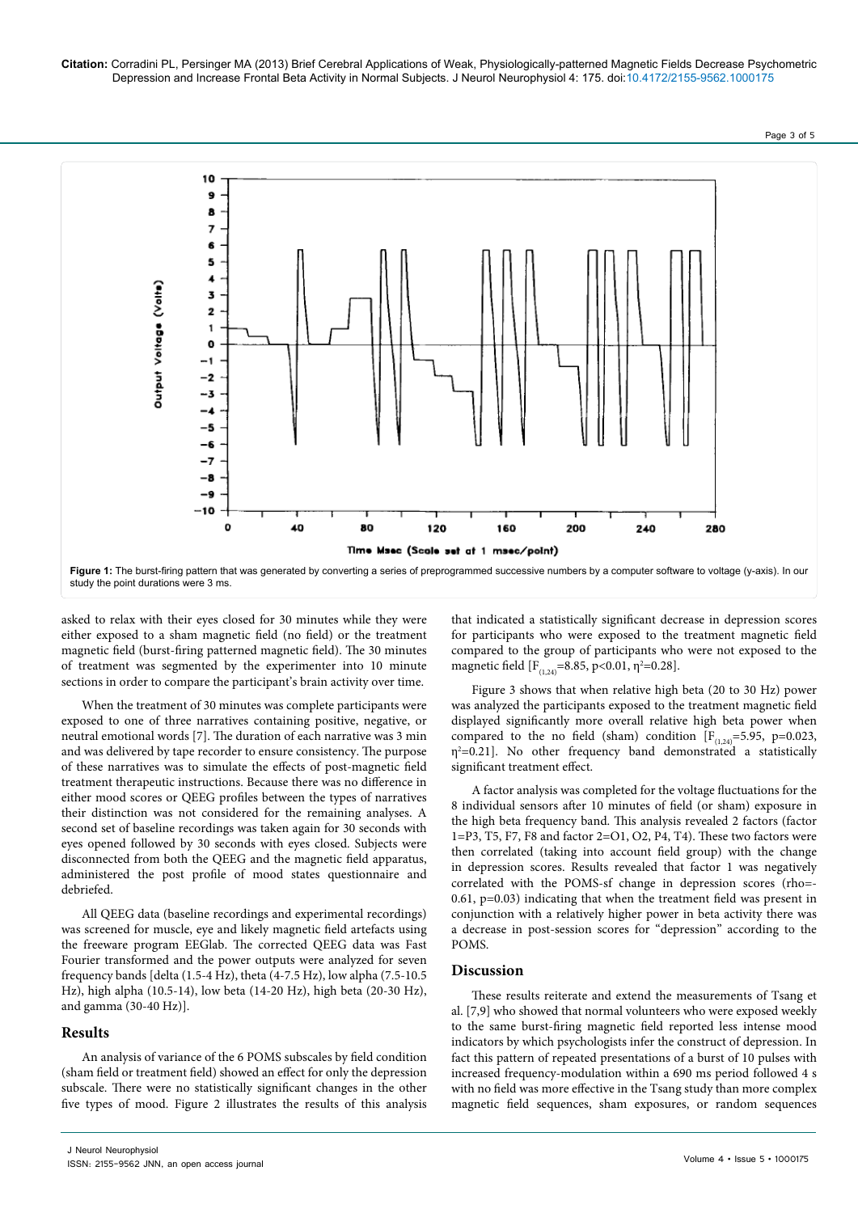Figure 1: The burst-firing pattern that was generated by converting a series of preprogrammed successive numbers by a computer software to voltage (y-axis). In our study the point durations were 3 ms.

asked to relax with their eyes closed for 30 minutes while they were either exposed to a sham magnetic field (no field) or the treatment magnetic field (burst-firing patterned magnetic field). The 30 minutes of treatment was segmented by the experimenter into 10 minute sections in order to compare the participant's brain activity over time.

When the treatment of 30 minutes was complete participants were exposed to one of three narratives containing positive, negative, or neutral emotional words [7]. The duration of each narrative was 3 min and was delivered by tape recorder to ensure consistency. The purpose of these narratives was to simulate the effects of post-magnetic field treatment therapeutic instructions. Because there was no difference in either mood scores or QEEG profiles between the types of narratives their distinction was not considered for the remaining analyses. A second set of baseline recordings was taken again for 30 seconds with eyes opened followed by 30 seconds with eyes closed. Subjects were disconnected from both the QEEG and the magnetic field apparatus, administered the post profile of mood states questionnaire and debriefed.

All QEEG data (baseline recordings and experimental recordings) was screened for muscle, eye and likely magnetic field artefacts using the freeware program EEGlab. The corrected QEEG data was Fast Fourier transformed and the power outputs were analyzed for seven frequency bands [delta (1.5-4 Hz), theta (4-7.5 Hz), low alpha (7.5-10.5 Hz), high alpha (10.5-14), low beta (14-20 Hz), high beta (20-30 Hz), and gamma (30-40 Hz)].

## Results

An analysis of variance of the 6 POMS subscales by field condition (sham field or treatment field) showed an effect for only the depression subscale. There were no statistically significant changes in the other five types of mood. Figure 2 illustrates the results of this analysis that indicated a statistically significant decrease in depression scores for participants who were exposed to the treatment magnetic field compared to the group of participants who were not exposed to the magnetic field [$F_{(1,24)}$=8.85, $p<0.01$, $\eta^2$=0.28].

Figure 3 shows that when relative high beta (20 to 30 Hz) power was analyzed the participants exposed to the treatment magnetic field displayed significantly more overall relative high beta power when compared to the no field (sham) condition [$F_{(1,24)}$=5.95, $p$=0.023, $\eta^2$=0.21]. No other frequency band demonstrated a statistically significant treatment effect.

A factor analysis was completed for the voltage fluctuations for the 8 individual sensors after 10 minutes of field (or sham) exposure in the high beta frequency band. This analysis revealed 2 factors (factor 1=P3, T5, F7, F8 and factor 2=O1, O2, P4, T4). These two factors were then correlated (taking into account field group) with the change in depression scores. Results revealed that factor 1 was negatively correlated with the POMS-sf change in depression scores (rho=-0.61, p=0.03) indicating that when the treatment field was present in conjunction with a relatively higher power in beta activity there was a decrease in post-session scores for "depression" according to the POMS.

## Discussion

These results reiterate and extend the measurements of Tsang et al. [7,9] who showed that normal volunteers who were exposed weekly to the same burst-firing magnetic field reported less intense mood indicators by which psychologists infer the construct of depression. In fact this pattern of repeated presentations of a burst of 10 pulses with increased frequency-modulation within a 690 ms period followed 4 s with no field was more effective in the Tsang study than more complex magnetic field sequences, sham exposures, or random sequences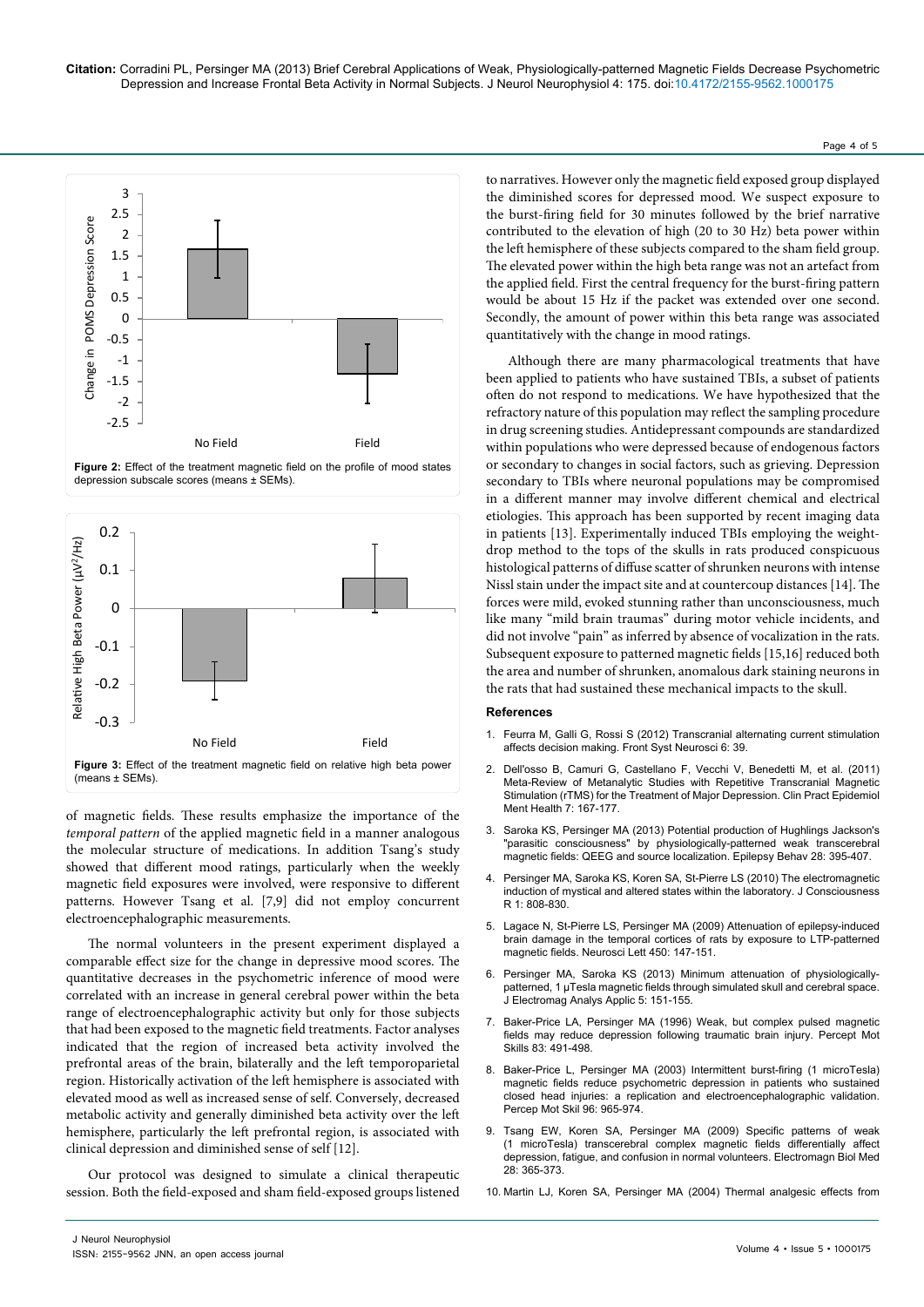Figure 2: Effect of the treatment magnetic field on the profile of mood states depression subscale scores (means ± SEMs).

Figure 3: Effect of the treatment magnetic field on relative high beta power (means ± SEMs).

of magnetic fields. These results emphasize the importance of the *temporal pattern* of the applied magnetic field in a manner analogous the molecular structure of medications. In addition Tsang's study showed that different mood ratings, particularly when the weekly magnetic field exposures were involved, were responsive to different patterns. However Tsang et al. [7,9] did not employ concurrent electroencephalographic measurements.

The normal volunteers in the present experiment displayed a comparable effect size for the change in depressive mood scores. The quantitative decreases in the psychometric inference of mood were correlated with an increase in general cerebral power within the beta range of electroencephalographic activity but only for those subjects that had been exposed to the magnetic field treatments. Factor analyses indicated that the region of increased beta activity involved the prefrontal areas of the brain, bilaterally and the left temporoparietal region. Historically activation of the left hemisphere is associated with elevated mood as well as increased sense of self. Conversely, decreased metabolic activity and generally diminished beta activity over the left hemisphere, particularly the left prefrontal region, is associated with clinical depression and diminished sense of self [12].

Our protocol was designed to simulate a clinical therapeutic session. Both the field-exposed and sham field-exposed groups listened to narratives. However only the magnetic field exposed group displayed the diminished scores for depressed mood. We suspect exposure to the burst-firing field for 30 minutes followed by the brief narrative contributed to the elevation of high (20 to 30 Hz) beta power within the left hemisphere of these subjects compared to the sham field group. The elevated power within the high beta range was not an artefact from the applied field. First the central frequency for the burst-firing pattern would be about 15 Hz if the packet was extended over one second. Secondly, the amount of power within this beta range was associated quantitatively with the change in mood ratings.

Although there are many pharmacological treatments that have been applied to patients who have sustained TBIs, a subset of patients often do not respond to medications. We have hypothesized that the refractory nature of this population may reflect the sampling procedure in drug screening studies. Antidepressant compounds are standardized within populations who were depressed because of endogenous factors or secondary to changes in social factors, such as grieving. Depression secondary to TBIs where neuronal populations may be compromised in a different manner may involve different chemical and electrical etiologies. This approach has been supported by recent imaging data in patients [13]. Experimentally induced TBIs employing the weight-drop method to the tops of the skulls in rats produced conspicuous histological patterns of diffuse scatter of shrunken neurons with intense Nissl stain under the impact site and at countercoup distances [14]. The forces were mild, evoked stunning rather than unconsciousness, much like many "mild brain traumas" during motor vehicle incidents, and did not involve "pain" as inferred by absence of vocalization in the rats. Subsequent exposure to patterned magnetic fields [15,16] reduced both the area and number of shrunken, anomalous dark staining neurons in the rats that had sustained these mechanical impacts to the skull.

## References

1. Feurra M, Galli G, Rossi S (2012) Transcranial alternating current stimulation affects decision making. Front Syst Neurosci 6: 39.
2. Dell'osso B, Camuri G, Castellano F, Vecchi V, Benedetti M, et al. (2011) Meta-Review of Metanalytic Studies with Repetitive Transcranial Magnetic Stimulation (rTMS) for the Treatment of Major Depression. Clin Pract Epidemiol Ment Health 7: 167-177.
3. Saroka KS, Persinger MA (2013) Potential production of Hughlings Jackson's "parasitic consciousness" by physiologically-patterned weak transcerebral magnetic fields: QEEG and source localization. Epilepsy Behav 28: 395-407.
4. Persinger MA, Saroka KS, Koren SA, St-Pierre LS (2010) The electromagnetic induction of mystical and altered states within the laboratory. J Consciousness R 1: 808-830.
5. Lagace N, St-Pierre LS, Persinger MA (2009) Attenuation of epilepsy-induced brain damage in the temporal cortices of rats by exposure to LTP-patterned magnetic fields. Neurosci Lett 450: 147-151.
6. Persinger MA, Saroka KS (2013) Minimum attenuation of physiologically-patterned, 1 μTesla magnetic fields through simulated skull and cerebral space. J Electromag Analys Applic 5: 151-155.
7. Baker-Price LA, Persinger MA (1996) Weak, but complex pulsed magnetic fields may reduce depression following traumatic brain injury. Percept Mot Skills 83: 491-498.
8. Baker-Price L, Persinger MA (2003) Intermittent burst-firing (1 microTesla) magnetic fields reduce psychometric depression in patients who sustained closed head injuries: a replication and electroencephalographic validation. Percep Mot Skil 96: 965-974.
9. Tsang EW, Koren SA, Persinger MA (2009) Specific patterns of weak (1 microTesla) transcerebral complex magnetic fields differentially affect depression, fatigue, and confusion in normal volunteers. Electromagn Biol Med 28: 365-373.
10. Martin LJ, Koren SA, Persinger MA (2004) Thermal analgesic effects from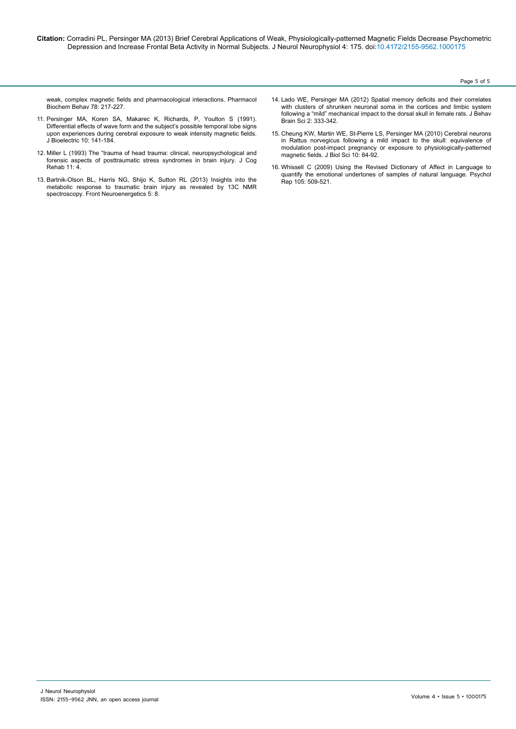weak, complex magnetic fields and pharmacological interactions. Pharmacol Biochem Behav 78: 217-227.

11. Persinger MA, Koren SA, Makarec K, Richards, P, Youlton S (1991). Differential effects of wave form and the subject's possible temporal lobe signs upon experiences during cerebral exposure to weak intensity magnetic fields. J Bioelectric 10: 141-184.

12. Miller L (1993) The "trauma of head trauma: clinical, neuropsychological and forensic aspects of posttraumatic stress syndromes in brain injury. J Cog Rehab 11: 4.

13. Bartnik-Olson BL, Harris NG, Shijo K, Sutton RL (2013) Insights into the metabolic response to traumatic brain injury as revealed by 13C NMR spectroscopy. Front Neuroenergetics 5: 8.

14. Lado WE, Persinger MA (2012) Spatial memory deficits and their correlates with clusters of shrunken neuronal soma in the cortices and limbic system following a "mild" mechanical impact to the dorsal skull in female rats. J Behav Brain Sci 2: 333-342.

15. Cheung KW, Martin WE, St-Pierre LS, Persinger MA (2010) Cerebral neurons in Rattus norvegicus following a mild impact to the skull: equivalence of modulation post-impact pregnancy or exposure to physiologically-patterned magnetic fields. J Biol Sci 10: 84-92.

16. Whissell C (2009) Using the Revised Dictionary of Affect in Language to quantify the emotional undertones of samples of natural language. Psychol Rep 105: 509-521.